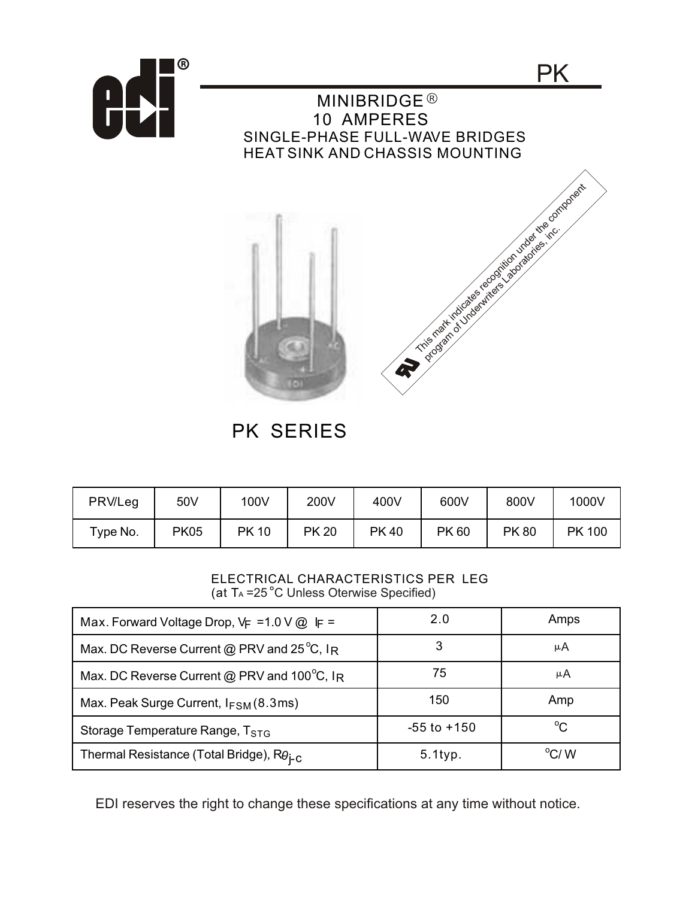# PK

## MINIBRIDGE®
## 10 AMPERES
### SINGLE-PHASE FULL-WAVE BRIDGES
### HEAT SINK AND CHASSIS MOUNTING

This mark indicates recognition under the component program of Underwriters Laboratories, inc.

## PK SERIES

| PRV/Leg | 50V | 100V | 200V | 400V | 600V | 800V | 1000V |
|---|---|---|---|---|---|---|---|
| Type No. | PK05 | PK 10 | PK 20 | PK 40 | PK 60 | PK 80 | PK 100 |

ELECTRICAL CHARACTERISTICS PER LEG
(at $T_A$ =25 °C Unless Oterwise Specified)

| Parameter | Value | Unit |
|---|---|---|
| Max. Forward Voltage Drop, $V_F$ =1.0 V @ $I_F$ = | 2.0 | Amps |
| Max. DC Reverse Current @ PRV and 25°C, $I_R$ | 3 | μA |
| Max. DC Reverse Current @ PRV and 100°C, $I_R$ | 75 | μA |
| Max. Peak Surge Current, $I_{FSM}$ (8.3ms) | 150 | Amp |
| Storage Temperature Range, $T_{STG}$ | -55 to +150 | °C |
| Thermal Resistance (Total Bridge), $R\theta_{j\text{-}c}$ | 5.1typ. | °C/ W |

EDI reserves the right to change these specifications at any time without notice.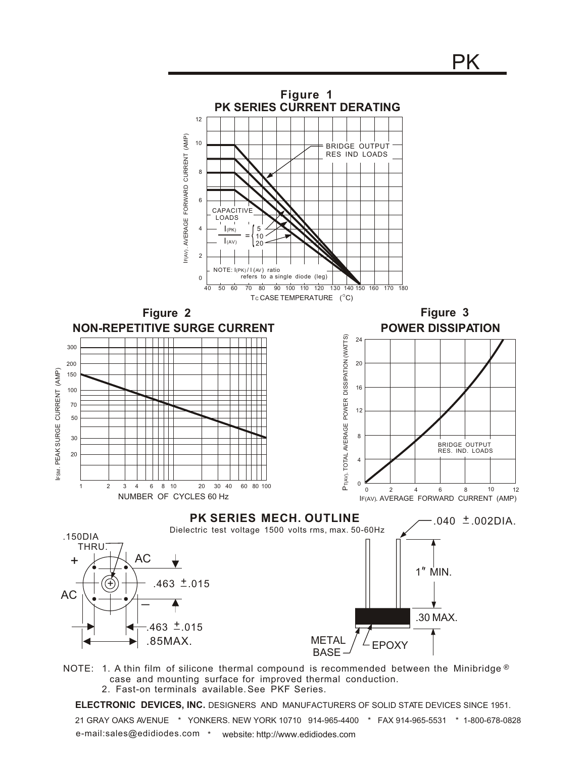## Figure 1
## PK SERIES CURRENT DERATING

12
10
8
6
4
2
0

$I_{F(AV)}$, AVERAGE FORWARD CURRENT (AMP)

BRIDGE OUTPUT
RES IND LOADS

CAPACITIVE
LOADS

$\frac{I_{(PK)}}{I_{(AV)}} = \begin{cases} 5 \\ 10 \\ 20 \end{cases}$

NOTE: $I_{(PK)} / I_{(AV)}$ ratio refers to a single diode (leg)

40 50 60 70 80 90 100 110 120 130 140 150 160 170 180

$T_C$ CASE TEMPERATURE (°C)

## Figure 2
## NON-REPETITIVE SURGE CURRENT

300
200
150
100
70
50
30
20

$I_{FSM}$, PEAK SURGE CURRENT (AMP)

1 2 3 4 6 8 10 20 30 40 60 80 100

NUMBER OF CYCLES 60 Hz

## Figure 3
## POWER DISSIPATION

24
20
16
12
8
4
0

$P_{T(AV)}$, TOTAL AVERAGE POWER DISSIPATION (WATTS)

BRIDGE OUTPUT
RES. IND. LOADS

0 2 4 6 8 10 12

$I_{F(AV)}$, AVERAGE FORWARD CURRENT (AMP)

## PK SERIES MECH. OUTLINE

Dielectric test voltage 1500 volts rms, max. 50-60Hz

.150DIA
THRU.

+
AC
AC
–

.463 ± .015

.463 ± .015

.85MAX.

.040 ± .002DIA.

1" MIN.

.30 MAX.

METAL
BASE

EPOXY

NOTE: 1. A thin film of silicone thermal compound is recommended between the Minibridge® case and mounting surface for improved thermal conduction.
2. Fast-on terminals available. See PKF Series.

**ELECTRONIC DEVICES, INC.** DESIGNERS AND MANUFACTURERS OF SOLID STATE DEVICES SINCE 1951.

21 GRAY OAKS AVENUE * YONKERS. NEW YORK 10710 914-965-4400 * FAX 914-965-5531 * 1-800-678-0828

e-mail:sales@edidiodes.com * website: http://www.edidiodes.com